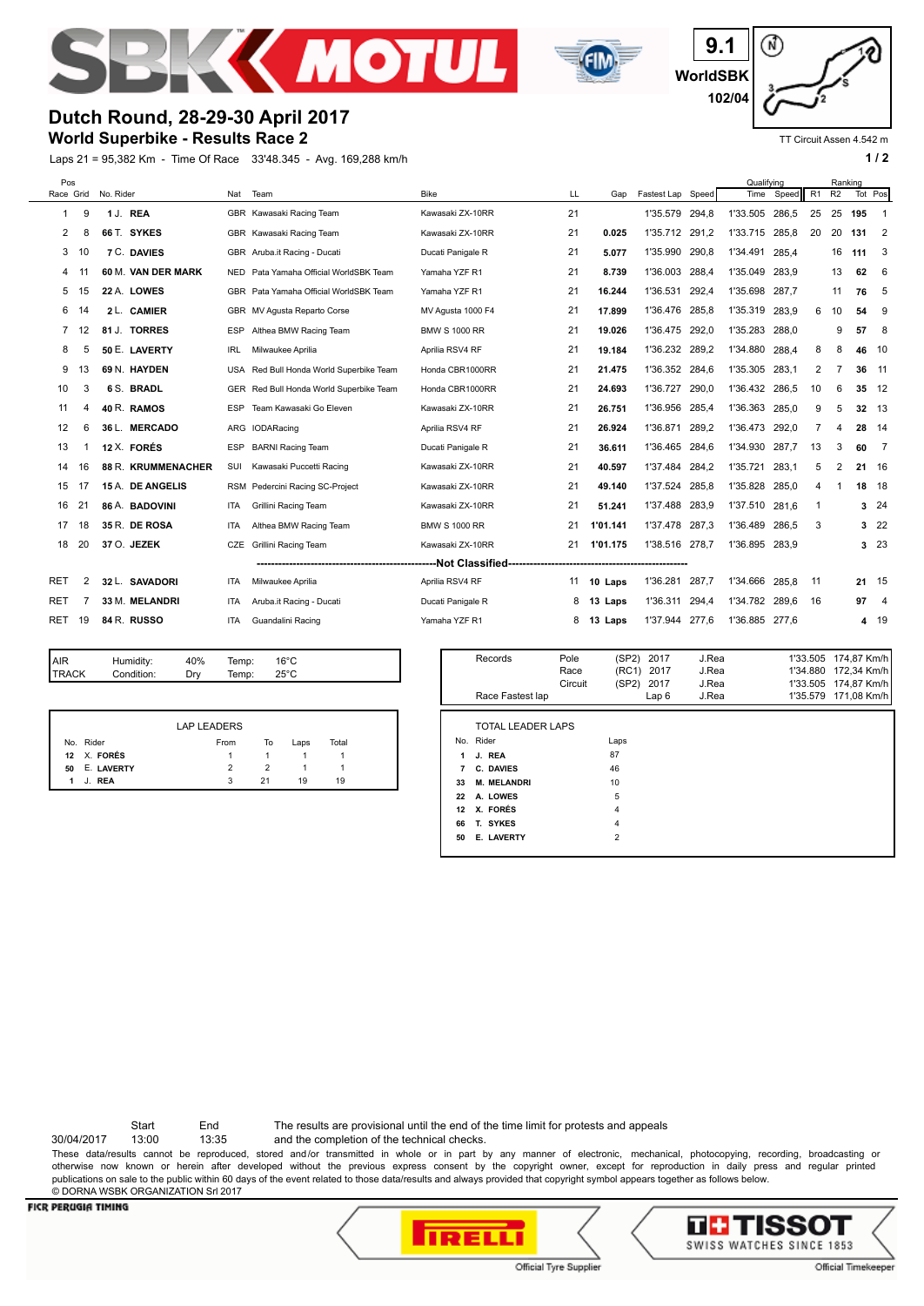# Dutch Round, 28-29-30 April 2017

## World Superbike - Results Race 2

9.1 WorldSBK 102/04

TT Circuit Assen 4.542 m

Laps 21 = 95,382 Km - Time Of Race 33'48.345 - Avg. 169,288 km/h

| Pos Race | Grid | No. | Rider | Nat | Team | Bike | LL | Gap | Fastest Lap | Speed | Qualifying Time | Qualifying Speed | Ranking R1 | Ranking R2 | Ranking Tot | Ranking Pos |
|---|---|---|---|---|---|---|---|---|---|---|---|---|---|---|---|---|
| 1 | 9 | 1 | J. REA | GBR | Kawasaki Racing Team | Kawasaki ZX-10RR | 21 | | 1'35.579 | 294,8 | 1'33.505 | 286,5 | 25 | 25 | 195 | 1 |
| 2 | 8 | 66 | T. SYKES | GBR | Kawasaki Racing Team | Kawasaki ZX-10RR | 21 | 0.025 | 1'35.712 | 291,2 | 1'33.715 | 285,8 | 20 | 20 | 131 | 2 |
| 3 | 10 | 7 | C. DAVIES | GBR | Aruba.it Racing - Ducati | Ducati Panigale R | 21 | 5.077 | 1'35.990 | 290,8 | 1'34.491 | 285,4 | | 16 | 111 | 3 |
| 4 | 11 | 60 | M. VAN DER MARK | NED | Pata Yamaha Official WorldSBK Team | Yamaha YZF R1 | 21 | 8.739 | 1'36.003 | 288,4 | 1'35.049 | 283,9 | | 13 | 62 | 6 |
| 5 | 15 | 22 | A. LOWES | GBR | Pata Yamaha Official WorldSBK Team | Yamaha YZF R1 | 21 | 16.244 | 1'36.531 | 292,4 | 1'35.698 | 287,7 | | 11 | 76 | 5 |
| 6 | 14 | 2 | L. CAMIER | GBR | MV Agusta Reparto Corse | MV Agusta 1000 F4 | 21 | 17.899 | 1'36.476 | 285,8 | 1'35.319 | 283,9 | 6 | 10 | 54 | 9 |
| 7 | 12 | 81 | J. TORRES | ESP | Althea BMW Racing Team | BMW S 1000 RR | 21 | 19.026 | 1'36.475 | 292,0 | 1'35.283 | 288,0 | | 9 | 57 | 8 |
| 8 | 5 | 50 | E. LAVERTY | IRL | Milwaukee Aprilia | Aprilia RSV4 RF | 21 | 19.184 | 1'36.232 | 289,2 | 1'34.880 | 288,4 | 8 | 8 | 46 | 10 |
| 9 | 13 | 69 | N. HAYDEN | USA | Red Bull Honda World Superbike Team | Honda CBR1000RR | 21 | 21.475 | 1'36.352 | 284,6 | 1'35.305 | 283,1 | 2 | 7 | 36 | 11 |
| 10 | 3 | 6 | S. BRADL | GER | Red Bull Honda World Superbike Team | Honda CBR1000RR | 21 | 24.693 | 1'36.727 | 290,0 | 1'36.432 | 286,5 | 10 | 6 | 35 | 12 |
| 11 | 4 | 40 | R. RAMOS | ESP | Team Kawasaki Go Eleven | Kawasaki ZX-10RR | 21 | 26.751 | 1'36.956 | 285,4 | 1'36.363 | 285,0 | 9 | 5 | 32 | 13 |
| 12 | 6 | 36 | L. MERCADO | ARG | IODARacing | Aprilia RSV4 RF | 21 | 26.924 | 1'36.871 | 289,2 | 1'36.473 | 292,0 | 7 | 4 | 28 | 14 |
| 13 | 1 | 12 | X. FORÉS | ESP | BARNI Racing Team | Ducati Panigale R | 21 | 36.611 | 1'36.465 | 284,6 | 1'34.930 | 287,7 | 13 | 3 | 60 | 7 |
| 14 | 16 | 88 | R. KRUMMENACHER | SUI | Kawasaki Puccetti Racing | Kawasaki ZX-10RR | 21 | 40.597 | 1'37.484 | 284,2 | 1'35.721 | 283,1 | 5 | 2 | 21 | 16 |
| 15 | 17 | 15 | A. DE ANGELIS | RSM | Pedercini Racing SC-Project | Kawasaki ZX-10RR | 21 | 49.140 | 1'37.524 | 285,8 | 1'35.828 | 285,0 | 4 | 1 | 18 | 18 |
| 16 | 21 | 86 | A. BADOVINI | ITA | Grillini Racing Team | Kawasaki ZX-10RR | 21 | 51.241 | 1'37.488 | 283,9 | 1'37.510 | 281,6 | 1 | | 3 | 24 |
| 17 | 18 | 35 | R. DE ROSA | ITA | Althea BMW Racing Team | BMW S 1000 RR | 21 | 1'01.141 | 1'37.478 | 287,3 | 1'36.489 | 286,5 | 3 | | 3 | 22 |
| 18 | 20 | 37 | O. JEZEK | CZE | Grillini Racing Team | Kawasaki ZX-10RR | 21 | 1'01.175 | 1'38.516 | 278,7 | 1'36.895 | 283,9 | | | 3 | 23 |
| **Not Classified** | | | | | | | | | | | | | | | | |
| RET | 2 | 32 | L. SAVADORI | ITA | Milwaukee Aprilia | Aprilia RSV4 RF | 11 | 10 Laps | 1'36.281 | 287,7 | 1'34.666 | 285,8 | 11 | | 21 | 15 |
| RET | 7 | 33 | M. MELANDRI | ITA | Aruba.it Racing - Ducati | Ducati Panigale R | 8 | 13 Laps | 1'36.311 | 294,4 | 1'34.782 | 289,6 | 16 | | 97 | 4 |
| RET | 19 | 84 | R. RUSSO | ITA | Guandalini Racing | Yamaha YZF R1 | 8 | 13 Laps | 1'37.944 | 277,6 | 1'36.885 | 277,6 | | | 4 | 19 |

| | | | | |
|---|---|---|---|---|
| AIR | Humidity: | 40% | Temp: | 16°C |
| TRACK | Condition: | Dry | Temp: | 25°C |

| Records | | | | | |
|---|---|---|---|---|---|
| Pole | (SP2) | 2017 | J.Rea | 1'33.505 | 174,87 Km/h |
| Race | (RC1) | 2017 | J.Rea | 1'34.880 | 172,34 Km/h |
| Circuit | (SP2) | 2017 | J.Rea | 1'33.505 | 174,87 Km/h |
| Race Fastest lap | Lap 6 | | J.Rea | 1'35.579 | 171,08 Km/h |

**LAP LEADERS**

| No. | Rider | From | To | Laps | Total |
|---|---|---|---|---|---|
| 12 | X. FORÉS | 1 | 1 | 1 | 1 |
| 50 | E. LAVERTY | 2 | 2 | 1 | 1 |
| 1 | J. REA | 3 | 21 | 19 | 19 |

**TOTAL LEADER LAPS**

| No. | Rider | Laps |
|---|---|---|
| 1 | J. REA | 87 |
| 7 | C. DAVIES | 46 |
| 33 | M. MELANDRI | 10 |
| 22 | A. LOWES | 5 |
| 12 | X. FORÉS | 4 |
| 66 | T. SYKES | 4 |
| 50 | E. LAVERTY | 2 |

| | Start | End |
|---|---|---|
| 30/04/2017 | 13:00 | 13:35 |

The results are provisional until the end of the time limit for protests and appeals and the completion of the technical checks.

These data/results cannot be reproduced, stored and/or transmitted in whole or in part by any manner of electronic, mechanical, photocopying, recording, broadcasting or otherwise now known or herein after developed without the previous express consent by the copyright owner, except for reproduction in daily press and regular printed publications on sale to the public within 60 days of the event related to those data/results and always provided that copyright symbol appears together as follows below.

© DORNA WSBK ORGANIZATION Srl 2017

FICR PERUGIA TIMING

Official Tyre Supplier — PIRELLI

TISSOT SWISS WATCHES SINCE 1853 — Official Timekeeper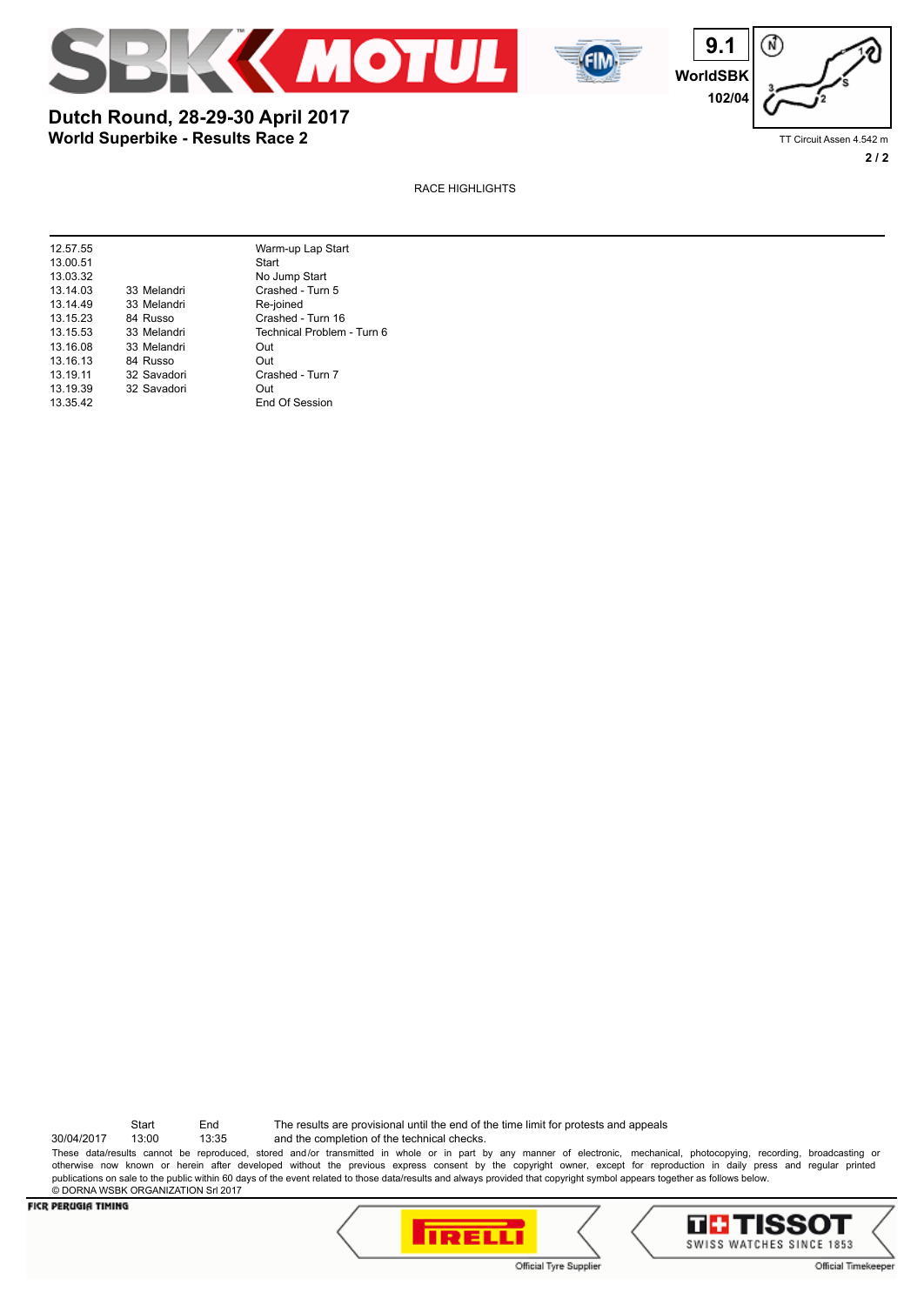# Dutch Round, 28-29-30 April 2017

## World Superbike - Results Race 2

9.1
WorldSBK
102/04

TT Circuit Assen 4.542 m

RACE HIGHLIGHTS

| | | |
|---|---|---|
| 12.57.55 | | Warm-up Lap Start |
| 13.00.51 | | Start |
| 13.03.32 | | No Jump Start |
| 13.14.03 | 33 Melandri | Crashed - Turn 5 |
| 13.14.49 | 33 Melandri | Re-joined |
| 13.15.23 | 84 Russo | Crashed - Turn 16 |
| 13.15.53 | 33 Melandri | Technical Problem - Turn 6 |
| 13.16.08 | 33 Melandri | Out |
| 13.16.13 | 84 Russo | Out |
| 13.19.11 | 32 Savadori | Crashed - Turn 7 |
| 13.19.39 | 32 Savadori | Out |
| 13.35.42 | | End Of Session |

| | Start | End | |
|---|---|---|---|
| 30/04/2017 | 13:00 | 13:35 | The results are provisional until the end of the time limit for protests and appeals and the completion of the technical checks. |

These data/results cannot be reproduced, stored and/or transmitted in whole or in part by any manner of electronic, mechanical, photocopying, recording, broadcasting or otherwise now known or herein after developed without the previous express consent by the copyright owner, except for reproduction in daily press and regular printed publications on sale to the public within 60 days of the event related to those data/results and always provided that copyright symbol appears together as follows below.
© DORNA WSBK ORGANIZATION Srl 2017

FICR PERUGIA TIMING

Official Tyre Supplier

TISSOT SWISS WATCHES SINCE 1853
Official Timekeeper